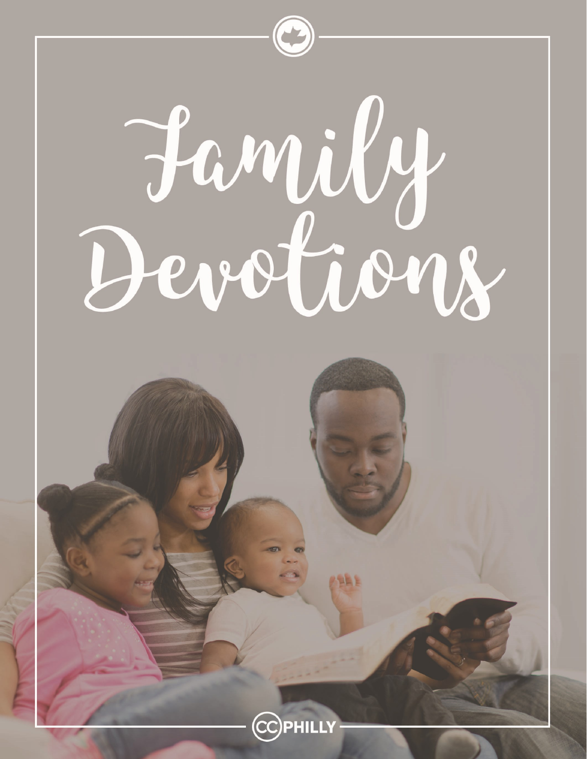# Family Devotions

CC PHILLY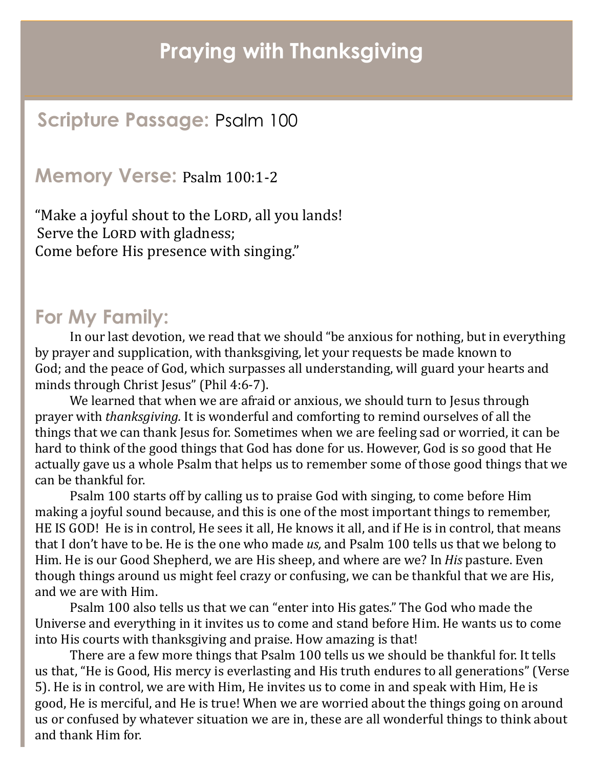# Praying with Thanksgiving

## **Scripture Passage:** Psalm 100

## **Memory Verse:** Psalm 100:1-2

"Make a joyful shout to the LORD, all you lands!
Serve the LORD with gladness;
Come before His presence with singing."

## For My Family:

In our last devotion, we read that we should "be anxious for nothing, but in everything by prayer and supplication, with thanksgiving, let your requests be made known to God; and the peace of God, which surpasses all understanding, will guard your hearts and minds through Christ Jesus" (Phil 4:6-7).

We learned that when we are afraid or anxious, we should turn to Jesus through prayer with *thanksgiving.* It is wonderful and comforting to remind ourselves of all the things that we can thank Jesus for. Sometimes when we are feeling sad or worried, it can be hard to think of the good things that God has done for us. However, God is so good that He actually gave us a whole Psalm that helps us to remember some of those good things that we can be thankful for.

Psalm 100 starts off by calling us to praise God with singing, to come before Him making a joyful sound because, and this is one of the most important things to remember, HE IS GOD! He is in control, He sees it all, He knows it all, and if He is in control, that means that I don't have to be. He is the one who made *us,* and Psalm 100 tells us that we belong to Him. He is our Good Shepherd, we are His sheep, and where are we? In *His* pasture. Even though things around us might feel crazy or confusing, we can be thankful that we are His, and we are with Him.

Psalm 100 also tells us that we can "enter into His gates." The God who made the Universe and everything in it invites us to come and stand before Him. He wants us to come into His courts with thanksgiving and praise. How amazing is that!

There are a few more things that Psalm 100 tells us we should be thankful for. It tells us that, "He is Good, His mercy is everlasting and His truth endures to all generations" (Verse 5). He is in control, we are with Him, He invites us to come in and speak with Him, He is good, He is merciful, and He is true! When we are worried about the things going on around us or confused by whatever situation we are in, these are all wonderful things to think about and thank Him for.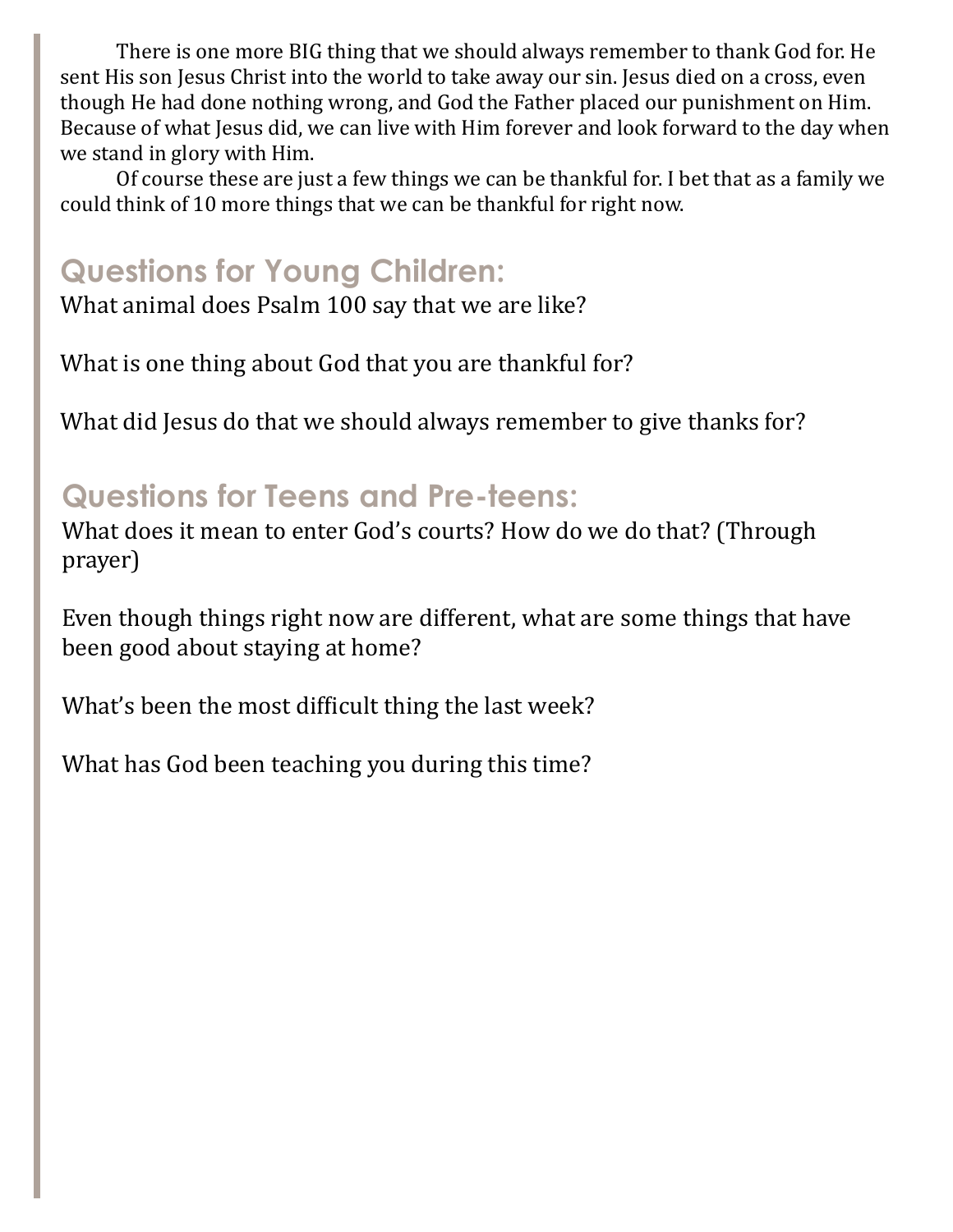There is one more BIG thing that we should always remember to thank God for. He sent His son Jesus Christ into the world to take away our sin. Jesus died on a cross, even though He had done nothing wrong, and God the Father placed our punishment on Him. Because of what Jesus did, we can live with Him forever and look forward to the day when we stand in glory with Him.

Of course these are just a few things we can be thankful for. I bet that as a family we could think of 10 more things that we can be thankful for right now.

## Questions for Young Children:

What animal does Psalm 100 say that we are like?

What is one thing about God that you are thankful for?

What did Jesus do that we should always remember to give thanks for?

## Questions for Teens and Pre-teens:

What does it mean to enter God's courts? How do we do that? (Through prayer)

Even though things right now are different, what are some things that have been good about staying at home?

What's been the most difficult thing the last week?

What has God been teaching you during this time?